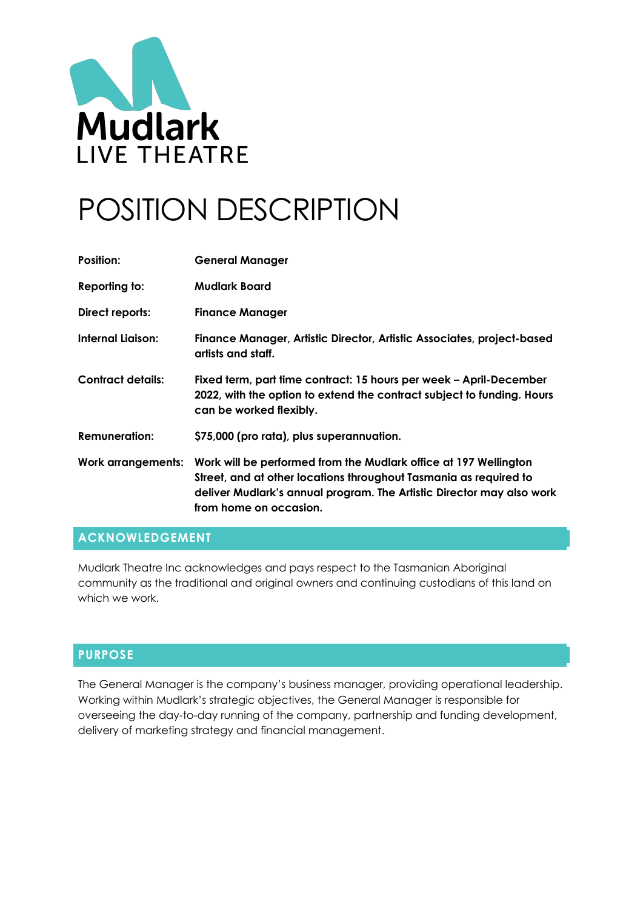Mudlark
LIVE THEATRE

# POSITION DESCRIPTION

| | |
|---|---|
| **Position:** | **General Manager** |
| **Reporting to:** | **Mudlark Board** |
| **Direct reports:** | **Finance Manager** |
| **Internal Liaison:** | **Finance Manager, Artistic Director, Artistic Associates, project-based artists and staff.** |
| **Contract details:** | **Fixed term, part time contract: 15 hours per week – April-December 2022, with the option to extend the contract subject to funding. Hours can be worked flexibly.** |
| **Remuneration:** | **$75,000 (pro rata), plus superannuation.** |
| **Work arrangements:** | **Work will be performed from the Mudlark office at 197 Wellington Street, and at other locations throughout Tasmania as required to deliver Mudlark's annual program. The Artistic Director may also work from home on occasion.** |

## ACKNOWLEDGEMENT

Mudlark Theatre Inc acknowledges and pays respect to the Tasmanian Aboriginal community as the traditional and original owners and continuing custodians of this land on which we work.

## PURPOSE

The General Manager is the company's business manager, providing operational leadership. Working within Mudlark's strategic objectives, the General Manager is responsible for overseeing the day-to-day running of the company, partnership and funding development, delivery of marketing strategy and financial management.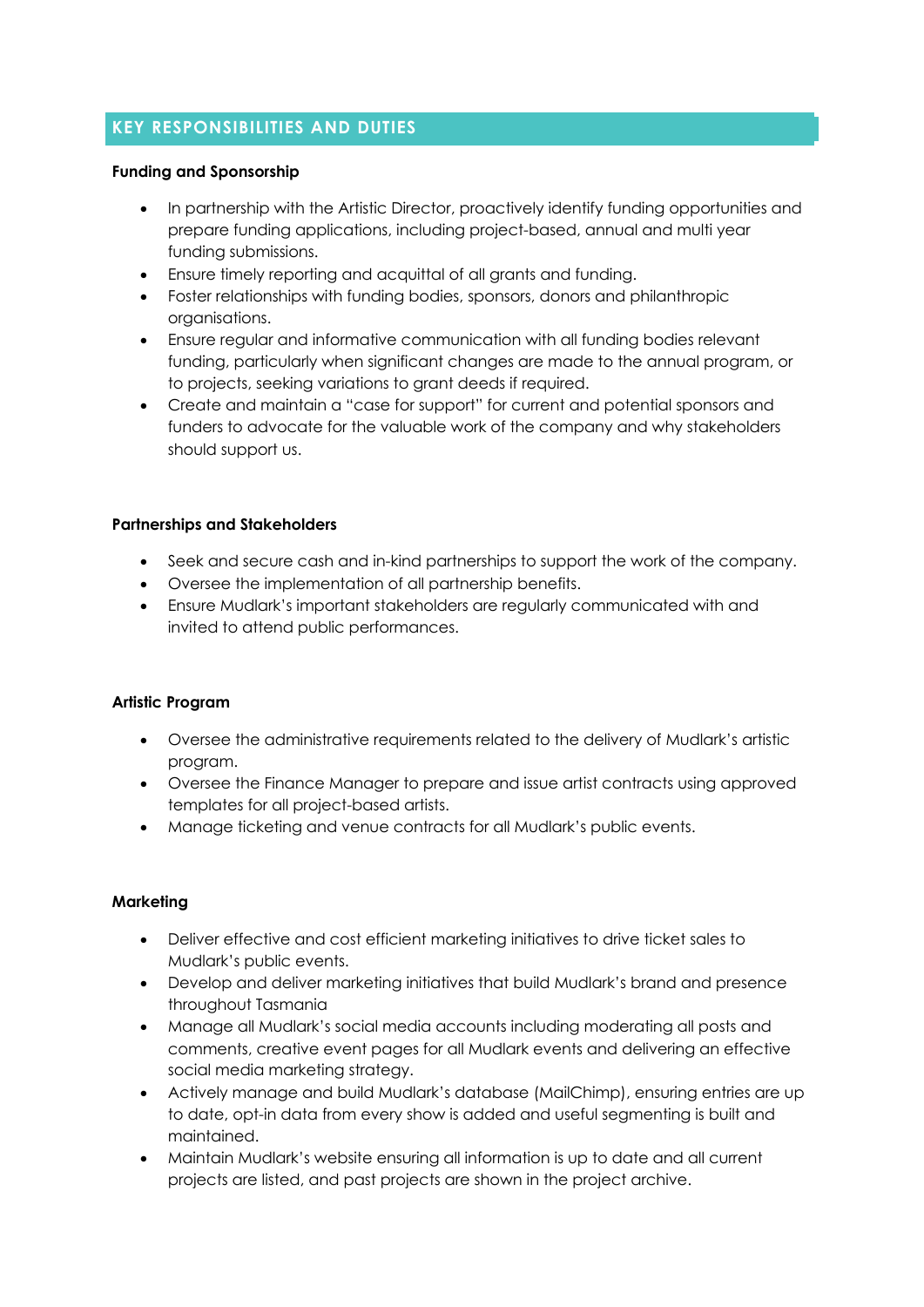## KEY RESPONSIBILITIES AND DUTIES

**Funding and Sponsorship**

- In partnership with the Artistic Director, proactively identify funding opportunities and prepare funding applications, including project-based, annual and multi year funding submissions.
- Ensure timely reporting and acquittal of all grants and funding.
- Foster relationships with funding bodies, sponsors, donors and philanthropic organisations.
- Ensure regular and informative communication with all funding bodies relevant funding, particularly when significant changes are made to the annual program, or to projects, seeking variations to grant deeds if required.
- Create and maintain a "case for support" for current and potential sponsors and funders to advocate for the valuable work of the company and why stakeholders should support us.

**Partnerships and Stakeholders**

- Seek and secure cash and in-kind partnerships to support the work of the company.
- Oversee the implementation of all partnership benefits.
- Ensure Mudlark's important stakeholders are regularly communicated with and invited to attend public performances.

**Artistic Program**

- Oversee the administrative requirements related to the delivery of Mudlark's artistic program.
- Oversee the Finance Manager to prepare and issue artist contracts using approved templates for all project-based artists.
- Manage ticketing and venue contracts for all Mudlark's public events.

**Marketing**

- Deliver effective and cost efficient marketing initiatives to drive ticket sales to Mudlark's public events.
- Develop and deliver marketing initiatives that build Mudlark's brand and presence throughout Tasmania
- Manage all Mudlark's social media accounts including moderating all posts and comments, creative event pages for all Mudlark events and delivering an effective social media marketing strategy.
- Actively manage and build Mudlark's database (MailChimp), ensuring entries are up to date, opt-in data from every show is added and useful segmenting is built and maintained.
- Maintain Mudlark's website ensuring all information is up to date and all current projects are listed, and past projects are shown in the project archive.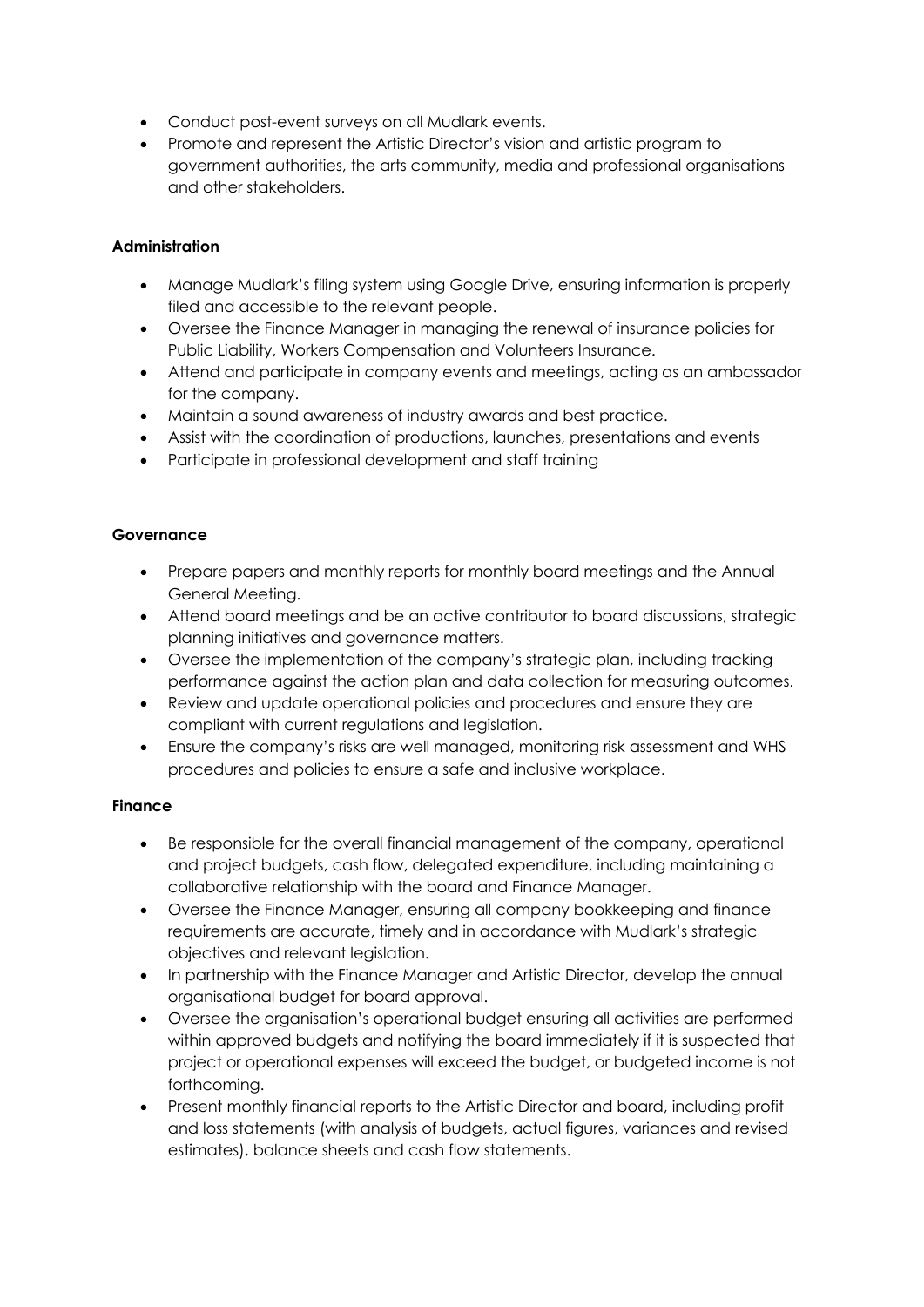- Conduct post-event surveys on all Mudlark events.
- Promote and represent the Artistic Director's vision and artistic program to government authorities, the arts community, media and professional organisations and other stakeholders.

**Administration**

- Manage Mudlark's filing system using Google Drive, ensuring information is properly filed and accessible to the relevant people.
- Oversee the Finance Manager in managing the renewal of insurance policies for Public Liability, Workers Compensation and Volunteers Insurance.
- Attend and participate in company events and meetings, acting as an ambassador for the company.
- Maintain a sound awareness of industry awards and best practice.
- Assist with the coordination of productions, launches, presentations and events
- Participate in professional development and staff training

**Governance**

- Prepare papers and monthly reports for monthly board meetings and the Annual General Meeting.
- Attend board meetings and be an active contributor to board discussions, strategic planning initiatives and governance matters.
- Oversee the implementation of the company's strategic plan, including tracking performance against the action plan and data collection for measuring outcomes.
- Review and update operational policies and procedures and ensure they are compliant with current regulations and legislation.
- Ensure the company's risks are well managed, monitoring risk assessment and WHS procedures and policies to ensure a safe and inclusive workplace.

**Finance**

- Be responsible for the overall financial management of the company, operational and project budgets, cash flow, delegated expenditure, including maintaining a collaborative relationship with the board and Finance Manager.
- Oversee the Finance Manager, ensuring all company bookkeeping and finance requirements are accurate, timely and in accordance with Mudlark's strategic objectives and relevant legislation.
- In partnership with the Finance Manager and Artistic Director, develop the annual organisational budget for board approval.
- Oversee the organisation's operational budget ensuring all activities are performed within approved budgets and notifying the board immediately if it is suspected that project or operational expenses will exceed the budget, or budgeted income is not forthcoming.
- Present monthly financial reports to the Artistic Director and board, including profit and loss statements (with analysis of budgets, actual figures, variances and revised estimates), balance sheets and cash flow statements.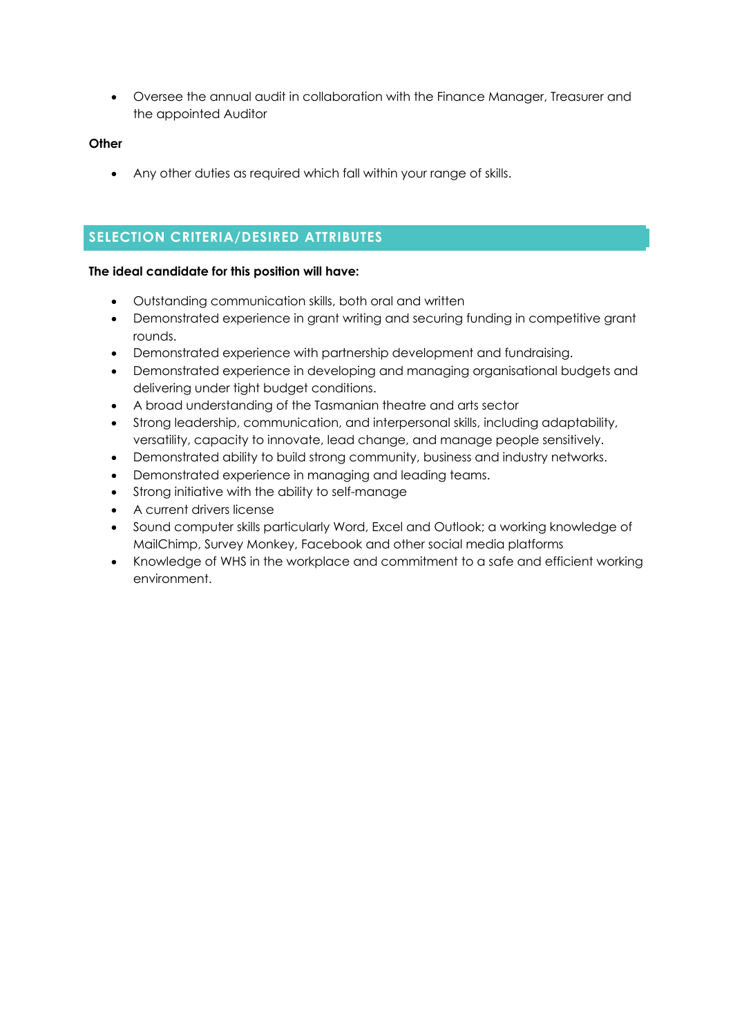- Oversee the annual audit in collaboration with the Finance Manager, Treasurer and the appointed Auditor

**Other**

- Any other duties as required which fall within your range of skills.

## SELECTION CRITERIA/DESIRED ATTRIBUTES

**The ideal candidate for this position will have:**

- Outstanding communication skills, both oral and written
- Demonstrated experience in grant writing and securing funding in competitive grant rounds.
- Demonstrated experience with partnership development and fundraising.
- Demonstrated experience in developing and managing organisational budgets and delivering under tight budget conditions.
- A broad understanding of the Tasmanian theatre and arts sector
- Strong leadership, communication, and interpersonal skills, including adaptability, versatility, capacity to innovate, lead change, and manage people sensitively.
- Demonstrated ability to build strong community, business and industry networks.
- Demonstrated experience in managing and leading teams.
- Strong initiative with the ability to self-manage
- A current drivers license
- Sound computer skills particularly Word, Excel and Outlook; a working knowledge of MailChimp, Survey Monkey, Facebook and other social media platforms
- Knowledge of WHS in the workplace and commitment to a safe and efficient working environment.